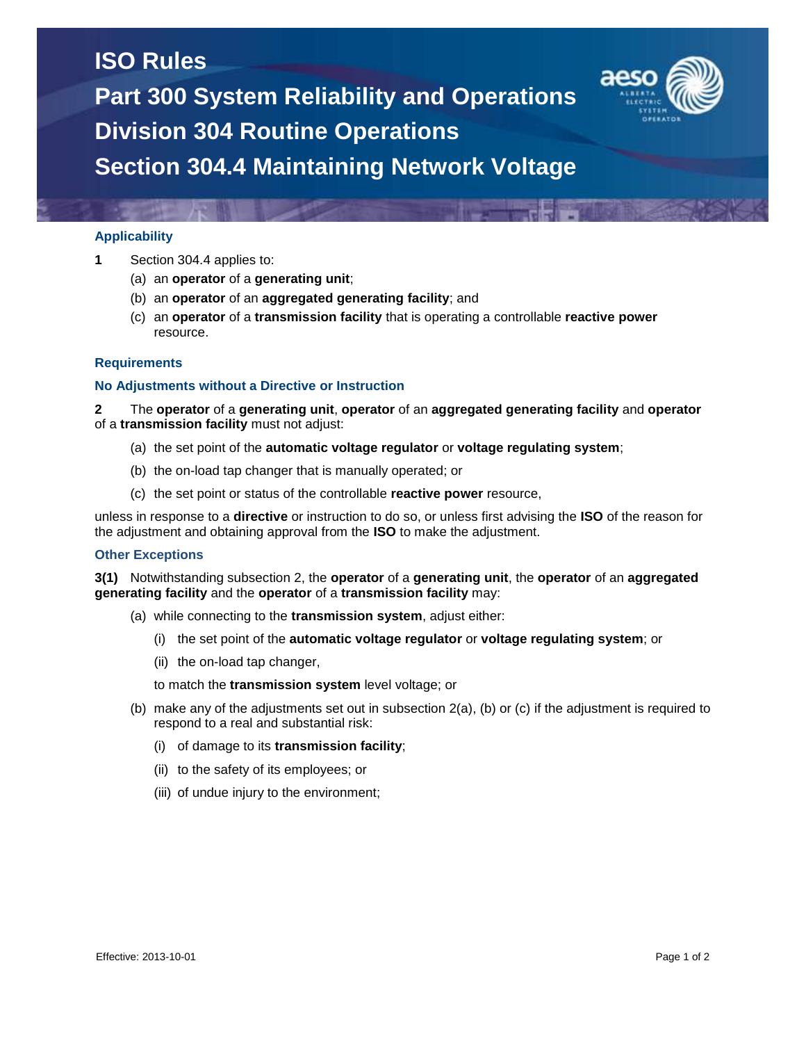# ISO Rules
# Part 300 System Reliability and Operations
# Division 304 Routine Operations
# Section 304.4 Maintaining Network Voltage

## Applicability

**1** Section 304.4 applies to:

(a) an **operator** of a **generating unit**;

(b) an **operator** of an **aggregated generating facility**; and

(c) an **operator** of a **transmission facility** that is operating a controllable **reactive power** resource.

## Requirements

### No Adjustments without a Directive or Instruction

**2** The **operator** of a **generating unit**, **operator** of an **aggregated generating facility** and **operator** of a **transmission facility** must not adjust:

(a) the set point of the **automatic voltage regulator** or **voltage regulating system**;

(b) the on-load tap changer that is manually operated; or

(c) the set point or status of the controllable **reactive power** resource,

unless in response to a **directive** or instruction to do so, or unless first advising the **ISO** of the reason for the adjustment and obtaining approval from the **ISO** to make the adjustment.

### Other Exceptions

**3(1)** Notwithstanding subsection 2, the **operator** of a **generating unit**, the **operator** of an **aggregated generating facility** and the **operator** of a **transmission facility** may:

(a) while connecting to the **transmission system**, adjust either:

(i) the set point of the **automatic voltage regulator** or **voltage regulating system**; or

(ii) the on-load tap changer,

to match the **transmission system** level voltage; or

(b) make any of the adjustments set out in subsection 2(a), (b) or (c) if the adjustment is required to respond to a real and substantial risk:

(i) of damage to its **transmission facility**;

(ii) to the safety of its employees; or

(iii) of undue injury to the environment;

Effective: 2013-10-01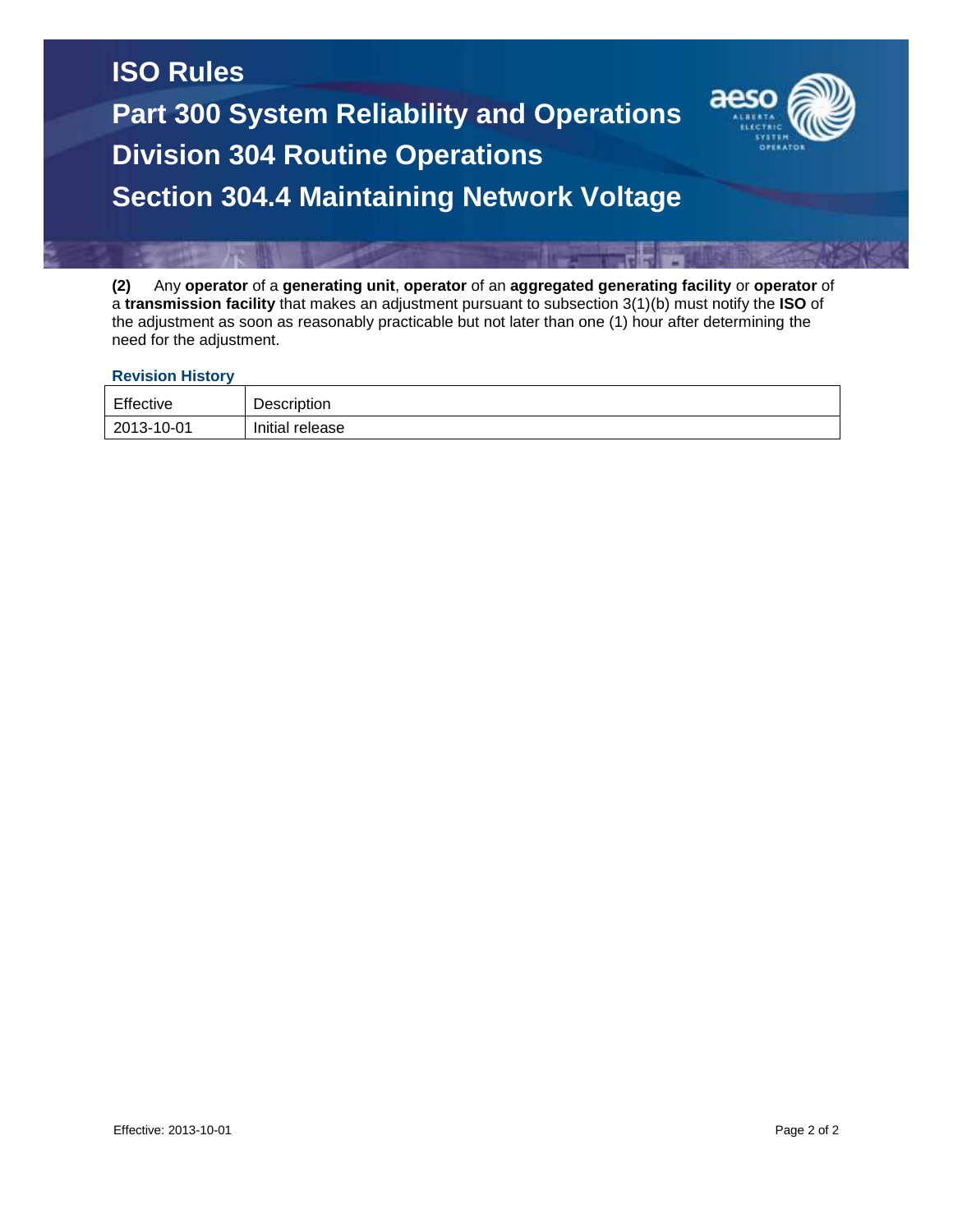**(2)** Any **operator** of a **generating unit**, **operator** of an **aggregated generating facility** or **operator** of a **transmission facility** that makes an adjustment pursuant to subsection 3(1)(b) must notify the **ISO** of the adjustment as soon as reasonably practicable but not later than one (1) hour after determining the need for the adjustment.

### Revision History

| Effective | Description |
|---|---|
| 2013-10-01 | Initial release |